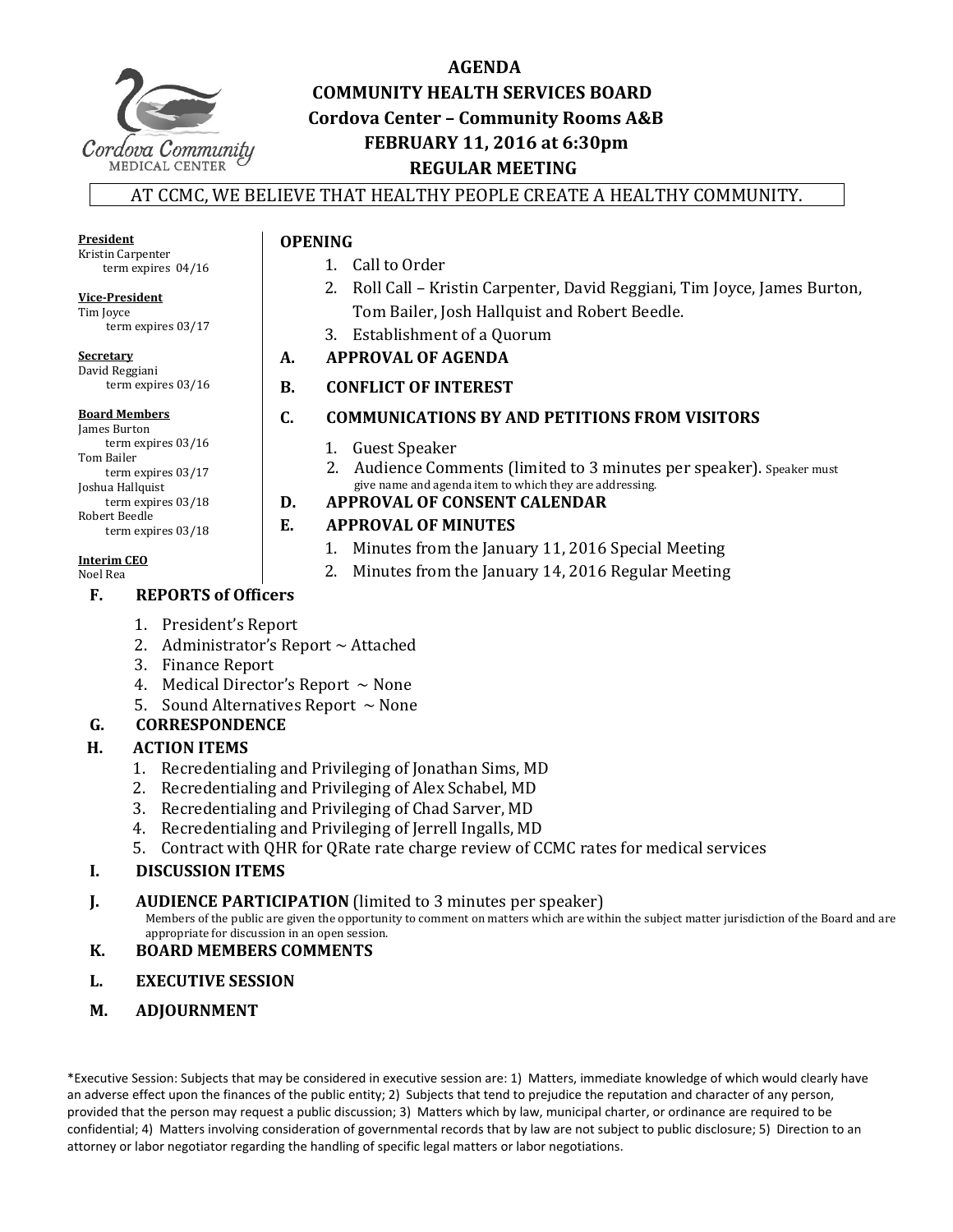Cordova Community MEDICAL CENTER

# AGENDA

## COMMUNITY HEALTH SERVICES BOARD

## Cordova Center – Community Rooms A&B

## FEBRUARY 11, 2016 at 6:30pm

## REGULAR MEETING

AT CCMC, WE BELIEVE THAT HEALTHY PEOPLE CREATE A HEALTHY COMMUNITY.

**President**
Kristin Carpenter
term expires 04/16

**Vice-President**
Tim Joyce
term expires 03/17

**Secretary**
David Reggiani
term expires 03/16

**Board Members**
James Burton
term expires 03/16
Tom Bailer
term expires 03/17
Joshua Hallquist
term expires 03/18
Robert Beedle
term expires 03/18

**Interim CEO**
Noel Rea

**OPENING**

1. Call to Order
2. Roll Call – Kristin Carpenter, David Reggiani, Tim Joyce, James Burton, Tom Bailer, Josh Hallquist and Robert Beedle.
3. Establishment of a Quorum

**A. APPROVAL OF AGENDA**

**B. CONFLICT OF INTEREST**

**C. COMMUNICATIONS BY AND PETITIONS FROM VISITORS**

1. Guest Speaker
2. Audience Comments (limited to 3 minutes per speaker). Speaker must give name and agenda item to which they are addressing.

**D. APPROVAL OF CONSENT CALENDAR**

**E. APPROVAL OF MINUTES**

1. Minutes from the January 11, 2016 Special Meeting
2. Minutes from the January 14, 2016 Regular Meeting

**F. REPORTS of Officers**

1. President's Report
2. Administrator's Report ~ Attached
3. Finance Report
4. Medical Director's Report ~ None
5. Sound Alternatives Report ~ None

**G. CORRESPONDENCE**

**H. ACTION ITEMS**

1. Recredentialing and Privileging of Jonathan Sims, MD
2. Recredentialing and Privileging of Alex Schabel, MD
3. Recredentialing and Privileging of Chad Sarver, MD
4. Recredentialing and Privileging of Jerrell Ingalls, MD
5. Contract with QHR for QRate rate charge review of CCMC rates for medical services

**I. DISCUSSION ITEMS**

**J. AUDIENCE PARTICIPATION** (limited to 3 minutes per speaker)
Members of the public are given the opportunity to comment on matters which are within the subject matter jurisdiction of the Board and are appropriate for discussion in an open session.

**K. BOARD MEMBERS COMMENTS**

**L. EXECUTIVE SESSION**

**M. ADJOURNMENT**

*Executive Session: Subjects that may be considered in executive session are: 1) Matters, immediate knowledge of which would clearly have an adverse effect upon the finances of the public entity; 2) Subjects that tend to prejudice the reputation and character of any person, provided that the person may request a public discussion; 3) Matters which by law, municipal charter, or ordinance are required to be confidential; 4) Matters involving consideration of governmental records that by law are not subject to public disclosure; 5) Direction to an attorney or labor negotiator regarding the handling of specific legal matters or labor negotiations.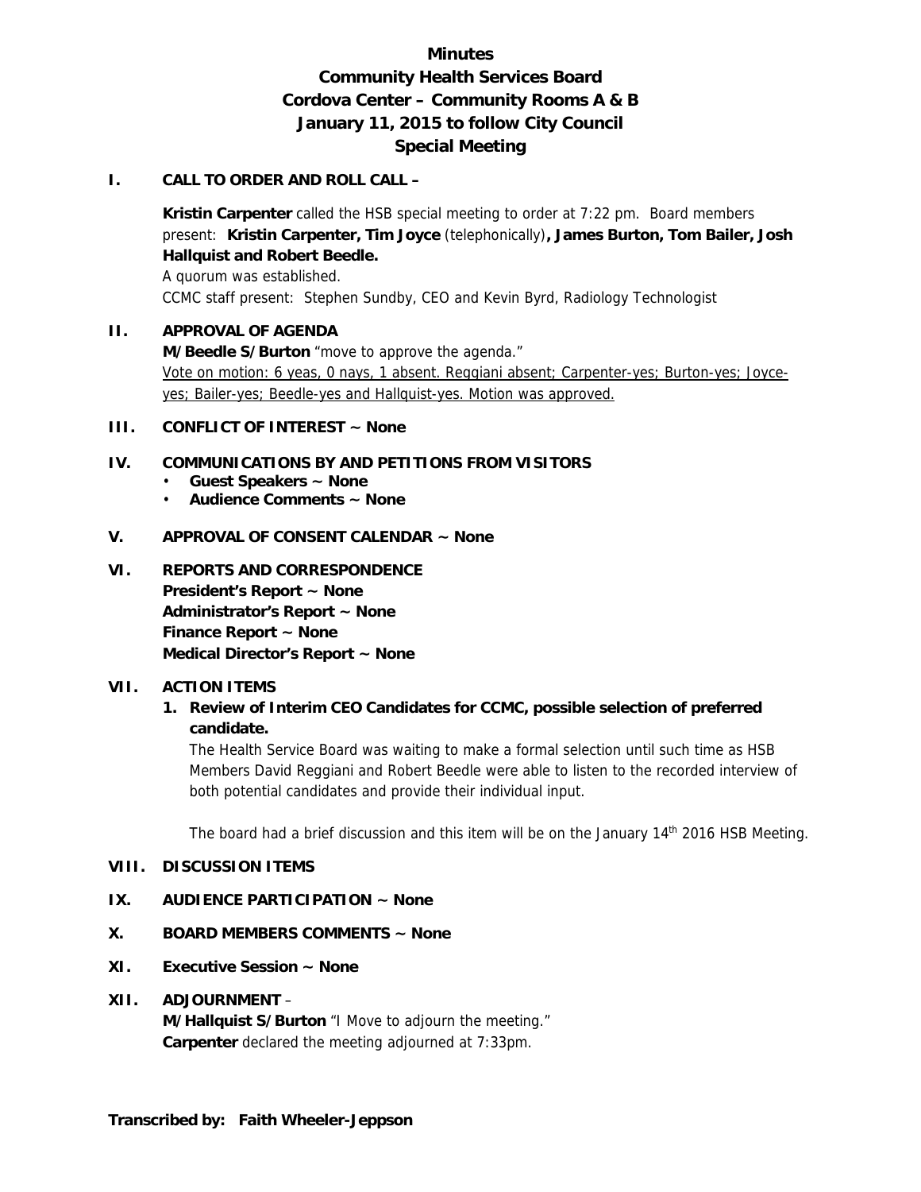# Minutes
## Community Health Services Board
## Cordova Center – Community Rooms A & B
## January 11, 2015 to follow City Council
## Special Meeting

**I. CALL TO ORDER AND ROLL CALL –**

**Kristin Carpenter** called the HSB special meeting to order at 7:22 pm. Board members present: **Kristin Carpenter, Tim Joyce** (telephonically)**, James Burton, Tom Bailer, Josh Hallquist and Robert Beedle.**
A quorum was established.
CCMC staff present: Stephen Sundby, CEO and Kevin Byrd, Radiology Technologist

**II. APPROVAL OF AGENDA**

**M/Beedle S/Burton** "move to approve the agenda."
Vote on motion: 6 yeas, 0 nays, 1 absent. Reggiani absent; Carpenter-yes; Burton-yes; Joyce-yes; Bailer-yes; Beedle-yes and Hallquist-yes. Motion was approved.

**III. CONFLICT OF INTEREST ~ None**

**IV. COMMUNICATIONS BY AND PETITIONS FROM VISITORS**

- **Guest Speakers ~ None**
- **Audience Comments ~ None**

**V. APPROVAL OF CONSENT CALENDAR ~ None**

**VI. REPORTS AND CORRESPONDENCE**

**President's Report ~ None**
**Administrator's Report ~ None**
**Finance Report ~ None**
**Medical Director's Report ~ None**

**VII. ACTION ITEMS**

1. **Review of Interim CEO Candidates for CCMC, possible selection of preferred candidate.**

   The Health Service Board was waiting to make a formal selection until such time as HSB Members David Reggiani and Robert Beedle were able to listen to the recorded interview of both potential candidates and provide their individual input.

   The board had a brief discussion and this item will be on the January 14th 2016 HSB Meeting.

**VIII. DISCUSSION ITEMS**

**IX. AUDIENCE PARTICIPATION ~ None**

**X. BOARD MEMBERS COMMENTS ~ None**

**XI. Executive Session ~ None**

**XII. ADJOURNMENT** –

**M/Hallquist S/Burton** "I Move to adjourn the meeting."
**Carpenter** declared the meeting adjourned at 7:33pm.

**Transcribed by: Faith Wheeler-Jeppson**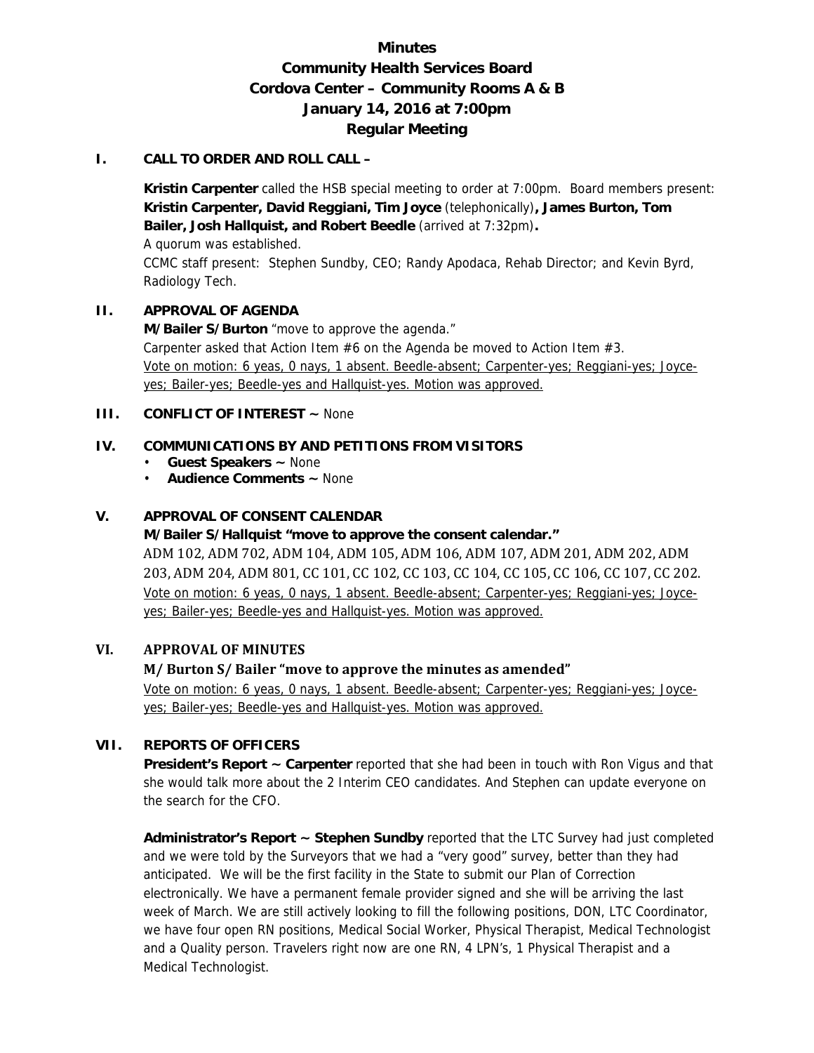# Minutes
# Community Health Services Board
# Cordova Center – Community Rooms A & B
# January 14, 2016 at 7:00pm
# Regular Meeting

## I. CALL TO ORDER AND ROLL CALL –

**Kristin Carpenter** called the HSB special meeting to order at 7:00pm. Board members present: **Kristin Carpenter, David Reggiani, Tim Joyce** (telephonically)**, James Burton, Tom Bailer, Josh Hallquist, and Robert Beedle** (arrived at 7:32pm)**.**

A quorum was established.

CCMC staff present: Stephen Sundby, CEO; Randy Apodaca, Rehab Director; and Kevin Byrd, Radiology Tech.

## II. APPROVAL OF AGENDA

**M/Bailer S/Burton** "move to approve the agenda."

Carpenter asked that Action Item #6 on the Agenda be moved to Action Item #3.

<u>Vote on motion: 6 yeas, 0 nays, 1 absent. Beedle-absent; Carpenter-yes; Reggiani-yes; Joyce-yes; Bailer-yes; Beedle-yes and Hallquist-yes. Motion was approved.</u>

## III. CONFLICT OF INTEREST ~ None

## IV. COMMUNICATIONS BY AND PETITIONS FROM VISITORS

- **Guest Speakers ~** None
- **Audience Comments ~** None

## V. APPROVAL OF CONSENT CALENDAR

**M/Bailer S/Hallquist "move to approve the consent calendar."**

ADM 102, ADM 702, ADM 104, ADM 105, ADM 106, ADM 107, ADM 201, ADM 202, ADM 203, ADM 204, ADM 801, CC 101, CC 102, CC 103, CC 104, CC 105, CC 106, CC 107, CC 202.

<u>Vote on motion: 6 yeas, 0 nays, 1 absent. Beedle-absent; Carpenter-yes; Reggiani-yes; Joyce-yes; Bailer-yes; Beedle-yes and Hallquist-yes. Motion was approved.</u>

## VI. APPROVAL OF MINUTES

**M/ Burton S/ Bailer "move to approve the minutes as amended"**

<u>Vote on motion: 6 yeas, 0 nays, 1 absent. Beedle-absent; Carpenter-yes; Reggiani-yes; Joyce-yes; Bailer-yes; Beedle-yes and Hallquist-yes. Motion was approved.</u>

## VII. REPORTS OF OFFICERS

**President's Report ~ Carpenter** reported that she had been in touch with Ron Vigus and that she would talk more about the 2 Interim CEO candidates. And Stephen can update everyone on the search for the CFO.

**Administrator's Report ~ Stephen Sundby** reported that the LTC Survey had just completed and we were told by the Surveyors that we had a "very good" survey, better than they had anticipated. We will be the first facility in the State to submit our Plan of Correction electronically. We have a permanent female provider signed and she will be arriving the last week of March. We are still actively looking to fill the following positions, DON, LTC Coordinator, we have four open RN positions, Medical Social Worker, Physical Therapist, Medical Technologist and a Quality person. Travelers right now are one RN, 4 LPN's, 1 Physical Therapist and a Medical Technologist.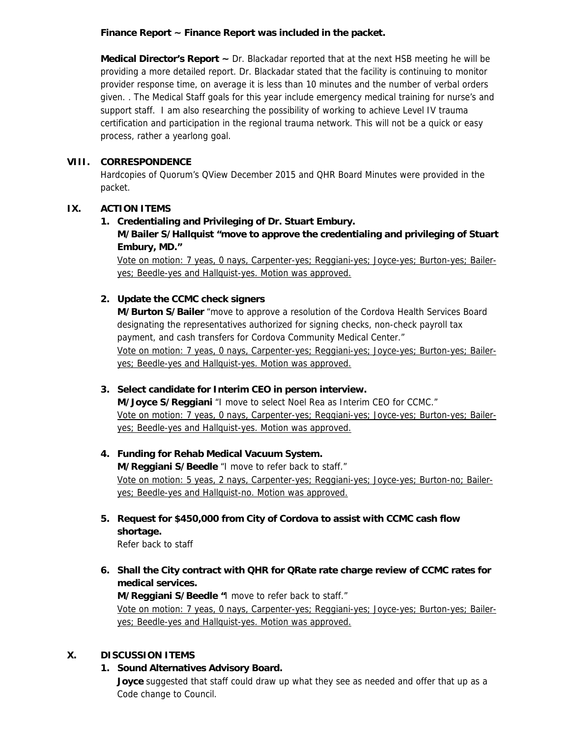**Finance Report ~ Finance Report was included in the packet.**

**Medical Director's Report ~** Dr. Blackadar reported that at the next HSB meeting he will be providing a more detailed report. Dr. Blackadar stated that the facility is continuing to monitor provider response time, on average it is less than 10 minutes and the number of verbal orders given. . The Medical Staff goals for this year include emergency medical training for nurse's and support staff. I am also researching the possibility of working to achieve Level IV trauma certification and participation in the regional trauma network. This will not be a quick or easy process, rather a yearlong goal.

## VIII. CORRESPONDENCE

Hardcopies of Quorum's QView December 2015 and QHR Board Minutes were provided in the packet.

## IX. ACTION ITEMS

1. **Credentialing and Privileging of Dr. Stuart Embury.**
   **M/Bailer S/Hallquist "move to approve the credentialing and privileging of Stuart Embury, MD."**
   Vote on motion: 7 yeas, 0 nays, Carpenter-yes; Reggiani-yes; Joyce-yes; Burton-yes; Bailer-yes; Beedle-yes and Hallquist-yes. Motion was approved.

2. **Update the CCMC check signers**
   **M/Burton S/Bailer** "move to approve a resolution of the Cordova Health Services Board designating the representatives authorized for signing checks, non-check payroll tax payment, and cash transfers for Cordova Community Medical Center."
   Vote on motion: 7 yeas, 0 nays, Carpenter-yes; Reggiani-yes; Joyce-yes; Burton-yes; Bailer-yes; Beedle-yes and Hallquist-yes. Motion was approved.

3. **Select candidate for Interim CEO in person interview.**
   **M/Joyce S/Reggiani** "I move to select Noel Rea as Interim CEO for CCMC."
   Vote on motion: 7 yeas, 0 nays, Carpenter-yes; Reggiani-yes; Joyce-yes; Burton-yes; Bailer-yes; Beedle-yes and Hallquist-yes. Motion was approved.

4. **Funding for Rehab Medical Vacuum System.**
   **M/Reggiani S/Beedle** "I move to refer back to staff."
   Vote on motion: 5 yeas, 2 nays, Carpenter-yes; Reggiani-yes; Joyce-yes; Burton-no; Bailer-yes; Beedle-yes and Hallquist-no. Motion was approved.

5. **Request for $450,000 from City of Cordova to assist with CCMC cash flow shortage.**
   Refer back to staff

6. **Shall the City contract with QHR for QRate rate charge review of CCMC rates for medical services.**
   **M/Reggiani S/Beedle "**I move to refer back to staff."
   Vote on motion: 7 yeas, 0 nays, Carpenter-yes; Reggiani-yes; Joyce-yes; Burton-yes; Bailer-yes; Beedle-yes and Hallquist-yes. Motion was approved.

## X. DISCUSSION ITEMS

1. **Sound Alternatives Advisory Board.**
   **Joyce** suggested that staff could draw up what they see as needed and offer that up as a Code change to Council.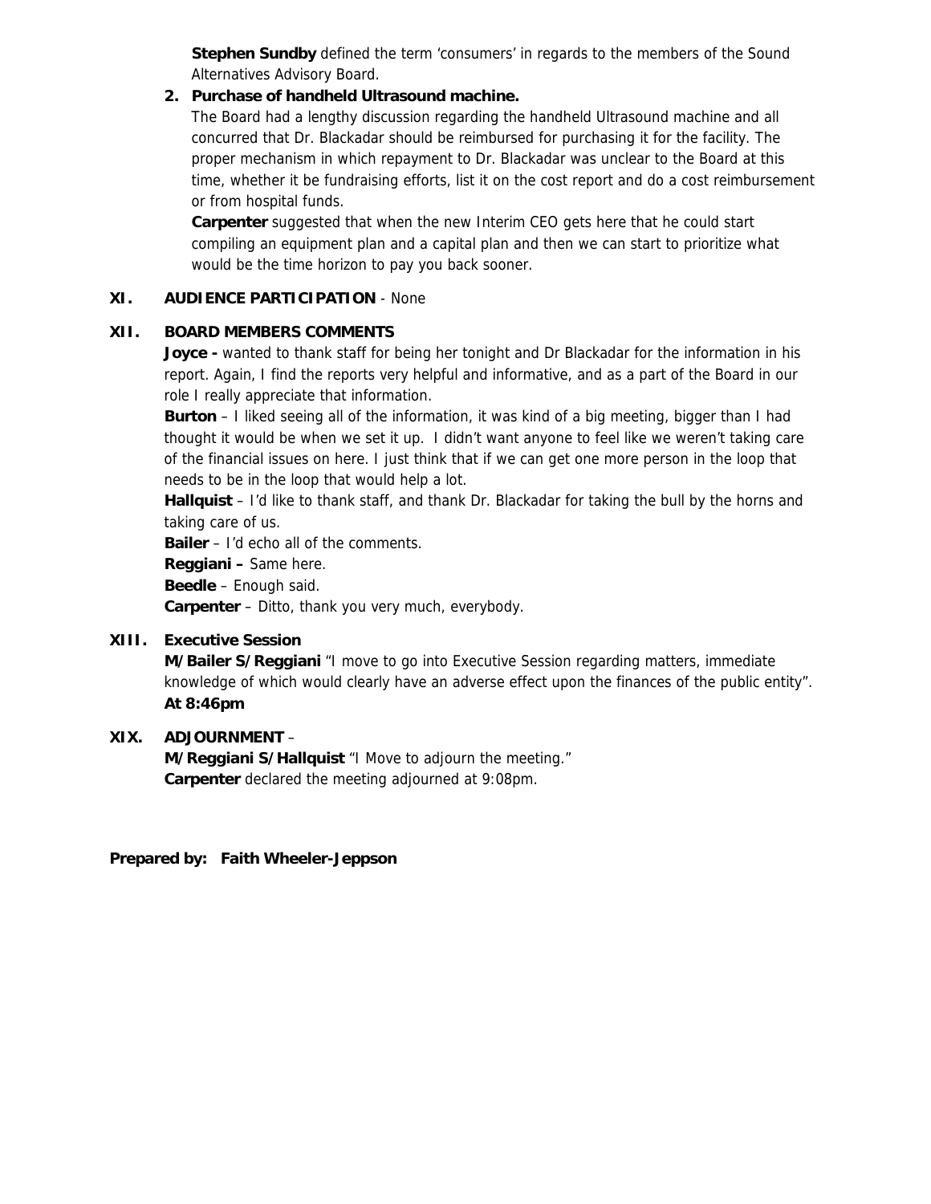**Stephen Sundby** defined the term 'consumers' in regards to the members of the Sound Alternatives Advisory Board.

2. **Purchase of handheld Ultrasound machine.**

   The Board had a lengthy discussion regarding the handheld Ultrasound machine and all concurred that Dr. Blackadar should be reimbursed for purchasing it for the facility. The proper mechanism in which repayment to Dr. Blackadar was unclear to the Board at this time, whether it be fundraising efforts, list it on the cost report and do a cost reimbursement or from hospital funds.

   **Carpenter** suggested that when the new Interim CEO gets here that he could start compiling an equipment plan and a capital plan and then we can start to prioritize what would be the time horizon to pay you back sooner.

## XI. AUDIENCE PARTICIPATION - None

## XII. BOARD MEMBERS COMMENTS

**Joyce -** wanted to thank staff for being her tonight and Dr Blackadar for the information in his report. Again, I find the reports very helpful and informative, and as a part of the Board in our role I really appreciate that information.

**Burton** – I liked seeing all of the information, it was kind of a big meeting, bigger than I had thought it would be when we set it up. I didn't want anyone to feel like we weren't taking care of the financial issues on here. I just think that if we can get one more person in the loop that needs to be in the loop that would help a lot.

**Hallquist** – I'd like to thank staff, and thank Dr. Blackadar for taking the bull by the horns and taking care of us.

**Bailer** – I'd echo all of the comments.

**Reggiani –** Same here.

**Beedle** – Enough said.

**Carpenter** – Ditto, thank you very much, everybody.

## XIII. Executive Session

**M/Bailer S/Reggiani** "I move to go into Executive Session regarding matters, immediate knowledge of which would clearly have an adverse effect upon the finances of the public entity".
**At 8:46pm**

## XIX. ADJOURNMENT –

**M/Reggiani S/Hallquist** "I Move to adjourn the meeting."
**Carpenter** declared the meeting adjourned at 9:08pm.

**Prepared by: Faith Wheeler-Jeppson**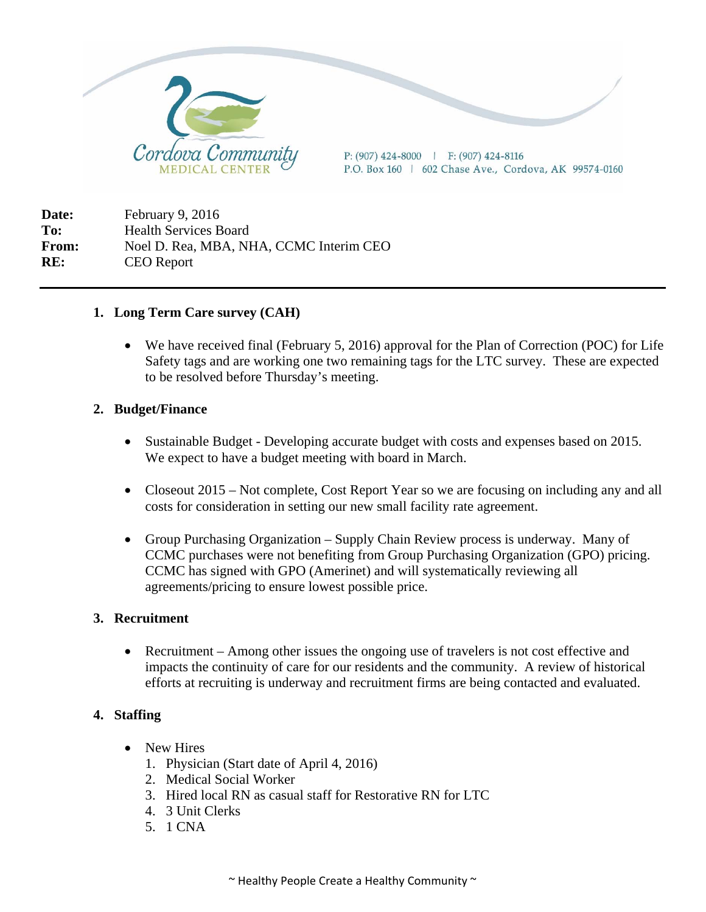Cordova Community MEDICAL CENTER

P: (907) 424-8000 | F: (907) 424-8116
P.O. Box 160 | 602 Chase Ave., Cordova, AK 99574-0160

**Date:** February 9, 2016
**To:** Health Services Board
**From:** Noel D. Rea, MBA, NHA, CCMC Interim CEO
**RE:** CEO Report

---

1. **Long Term Care survey (CAH)**
   - We have received final (February 5, 2016) approval for the Plan of Correction (POC) for Life Safety tags and are working one two remaining tags for the LTC survey. These are expected to be resolved before Thursday's meeting.

2. **Budget/Finance**
   - Sustainable Budget - Developing accurate budget with costs and expenses based on 2015. We expect to have a budget meeting with board in March.
   - Closeout 2015 – Not complete, Cost Report Year so we are focusing on including any and all costs for consideration in setting our new small facility rate agreement.
   - Group Purchasing Organization – Supply Chain Review process is underway. Many of CCMC purchases were not benefiting from Group Purchasing Organization (GPO) pricing. CCMC has signed with GPO (Amerinet) and will systematically reviewing all agreements/pricing to ensure lowest possible price.

3. **Recruitment**
   - Recruitment – Among other issues the ongoing use of travelers is not cost effective and impacts the continuity of care for our residents and the community. A review of historical efforts at recruiting is underway and recruitment firms are being contacted and evaluated.

4. **Staffing**
   - New Hires
     1. Physician (Start date of April 4, 2016)
     2. Medical Social Worker
     3. Hired local RN as casual staff for Restorative RN for LTC
     4. 3 Unit Clerks
     5. 1 CNA

~ Healthy People Create a Healthy Community ~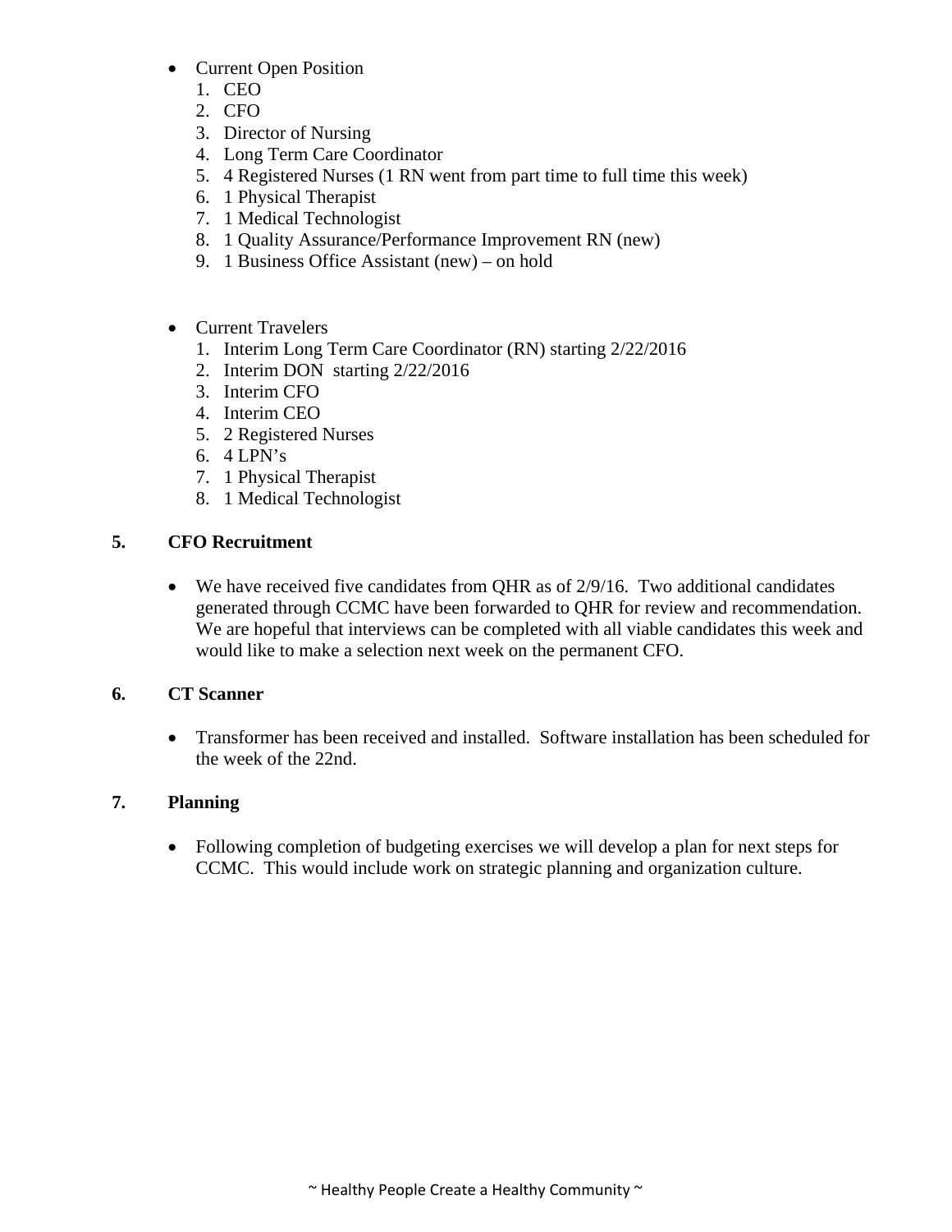- Current Open Position
  1. CEO
  2. CFO
  3. Director of Nursing
  4. Long Term Care Coordinator
  5. 4 Registered Nurses (1 RN went from part time to full time this week)
  6. 1 Physical Therapist
  7. 1 Medical Technologist
  8. 1 Quality Assurance/Performance Improvement RN (new)
  9. 1 Business Office Assistant (new) – on hold

- Current Travelers
  1. Interim Long Term Care Coordinator (RN) starting 2/22/2016
  2. Interim DON starting 2/22/2016
  3. Interim CFO
  4. Interim CEO
  5. 2 Registered Nurses
  6. 4 LPN's
  7. 1 Physical Therapist
  8. 1 Medical Technologist

**5. CFO Recruitment**

- We have received five candidates from QHR as of 2/9/16. Two additional candidates generated through CCMC have been forwarded to QHR for review and recommendation. We are hopeful that interviews can be completed with all viable candidates this week and would like to make a selection next week on the permanent CFO.

**6. CT Scanner**

- Transformer has been received and installed. Software installation has been scheduled for the week of the 22nd.

**7. Planning**

- Following completion of budgeting exercises we will develop a plan for next steps for CCMC. This would include work on strategic planning and organization culture.